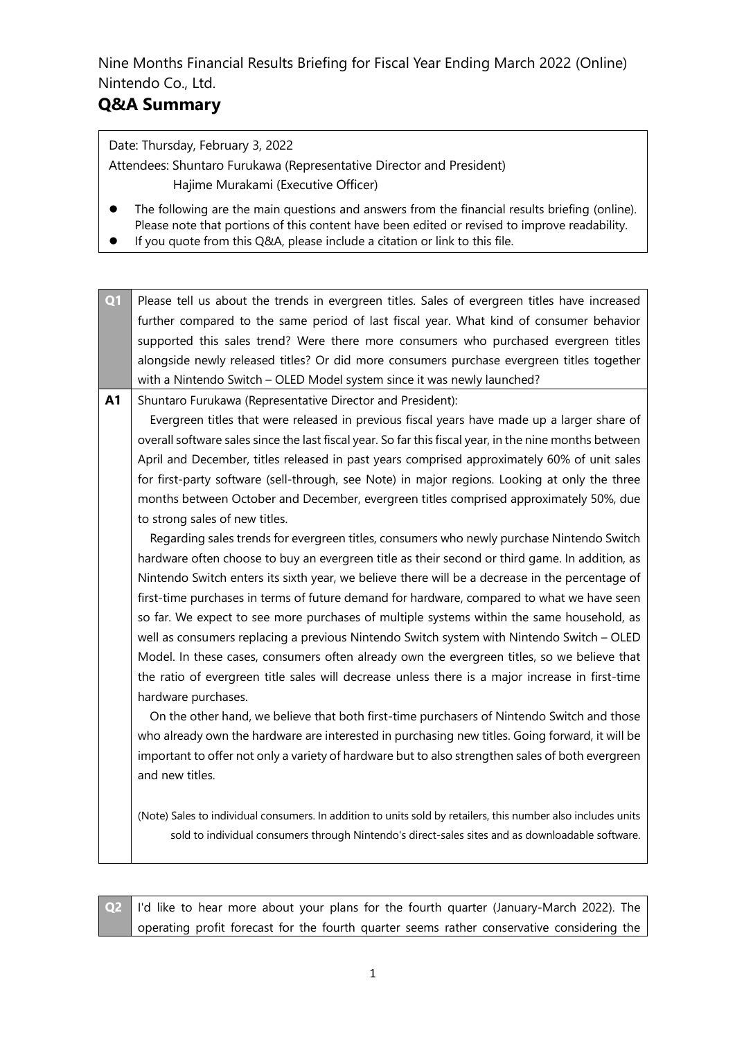Nine Months Financial Results Briefing for Fiscal Year Ending March 2022 (Online)
Nintendo Co., Ltd.

# Q&A Summary

Date: Thursday, February 3, 2022

Attendees: Shuntaro Furukawa (Representative Director and President)
Hajime Murakami (Executive Officer)

- The following are the main questions and answers from the financial results briefing (online). Please note that portions of this content have been edited or revised to improve readability.
- If you quote from this Q&A, please include a citation or link to this file.

**Q1** Please tell us about the trends in evergreen titles. Sales of evergreen titles have increased further compared to the same period of last fiscal year. What kind of consumer behavior supported this sales trend? Were there more consumers who purchased evergreen titles alongside newly released titles? Or did more consumers purchase evergreen titles together with a Nintendo Switch – OLED Model system since it was newly launched?

**A1** Shuntaro Furukawa (Representative Director and President):

Evergreen titles that were released in previous fiscal years have made up a larger share of overall software sales since the last fiscal year. So far this fiscal year, in the nine months between April and December, titles released in past years comprised approximately 60% of unit sales for first-party software (sell-through, see Note) in major regions. Looking at only the three months between October and December, evergreen titles comprised approximately 50%, due to strong sales of new titles.

Regarding sales trends for evergreen titles, consumers who newly purchase Nintendo Switch hardware often choose to buy an evergreen title as their second or third game. In addition, as Nintendo Switch enters its sixth year, we believe there will be a decrease in the percentage of first-time purchases in terms of future demand for hardware, compared to what we have seen so far. We expect to see more purchases of multiple systems within the same household, as well as consumers replacing a previous Nintendo Switch system with Nintendo Switch – OLED Model. In these cases, consumers often already own the evergreen titles, so we believe that the ratio of evergreen title sales will decrease unless there is a major increase in first-time hardware purchases.

On the other hand, we believe that both first-time purchasers of Nintendo Switch and those who already own the hardware are interested in purchasing new titles. Going forward, it will be important to offer not only a variety of hardware but to also strengthen sales of both evergreen and new titles.

(Note) Sales to individual consumers. In addition to units sold by retailers, this number also includes units sold to individual consumers through Nintendo's direct-sales sites and as downloadable software.

**Q2** I'd like to hear more about your plans for the fourth quarter (January-March 2022). The operating profit forecast for the fourth quarter seems rather conservative considering the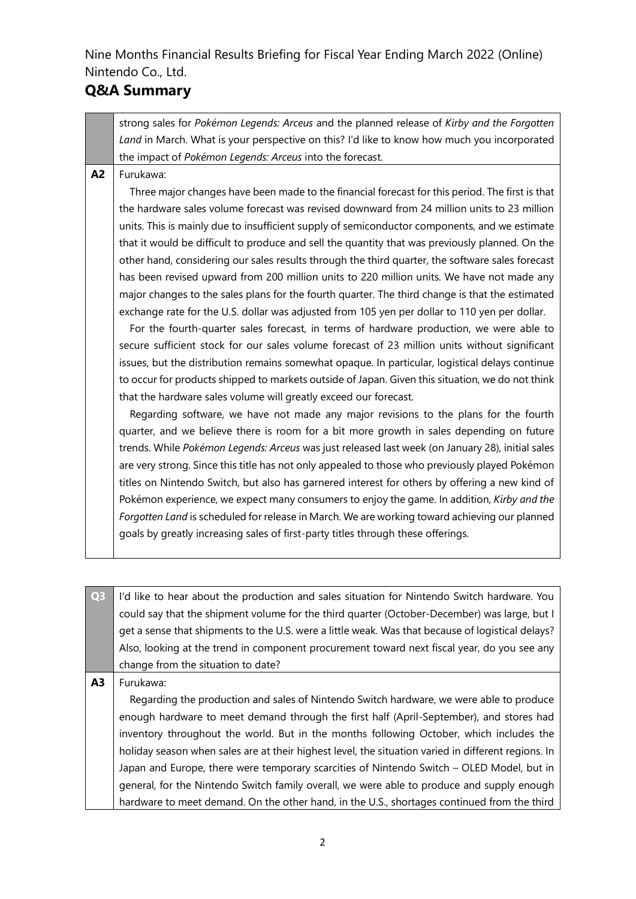strong sales for *Pokémon Legends: Arceus* and the planned release of *Kirby and the Forgotten Land* in March. What is your perspective on this? I'd like to know how much you incorporated the impact of *Pokémon Legends: Arceus* into the forecast.

**A2** Furukawa:

Three major changes have been made to the financial forecast for this period. The first is that the hardware sales volume forecast was revised downward from 24 million units to 23 million units. This is mainly due to insufficient supply of semiconductor components, and we estimate that it would be difficult to produce and sell the quantity that was previously planned. On the other hand, considering our sales results through the third quarter, the software sales forecast has been revised upward from 200 million units to 220 million units. We have not made any major changes to the sales plans for the fourth quarter. The third change is that the estimated exchange rate for the U.S. dollar was adjusted from 105 yen per dollar to 110 yen per dollar.

For the fourth-quarter sales forecast, in terms of hardware production, we were able to secure sufficient stock for our sales volume forecast of 23 million units without significant issues, but the distribution remains somewhat opaque. In particular, logistical delays continue to occur for products shipped to markets outside of Japan. Given this situation, we do not think that the hardware sales volume will greatly exceed our forecast.

Regarding software, we have not made any major revisions to the plans for the fourth quarter, and we believe there is room for a bit more growth in sales depending on future trends. While *Pokémon Legends: Arceus* was just released last week (on January 28), initial sales are very strong. Since this title has not only appealed to those who previously played Pokémon titles on Nintendo Switch, but also has garnered interest for others by offering a new kind of Pokémon experience, we expect many consumers to enjoy the game. In addition, *Kirby and the Forgotten Land* is scheduled for release in March. We are working toward achieving our planned goals by greatly increasing sales of first-party titles through these offerings.

**Q3** I'd like to hear about the production and sales situation for Nintendo Switch hardware. You could say that the shipment volume for the third quarter (October-December) was large, but I get a sense that shipments to the U.S. were a little weak. Was that because of logistical delays? Also, looking at the trend in component procurement toward next fiscal year, do you see any change from the situation to date?

**A3** Furukawa:

Regarding the production and sales of Nintendo Switch hardware, we were able to produce enough hardware to meet demand through the first half (April-September), and stores had inventory throughout the world. But in the months following October, which includes the holiday season when sales are at their highest level, the situation varied in different regions. In Japan and Europe, there were temporary scarcities of Nintendo Switch – OLED Model, but in general, for the Nintendo Switch family overall, we were able to produce and supply enough hardware to meet demand. On the other hand, in the U.S., shortages continued from the third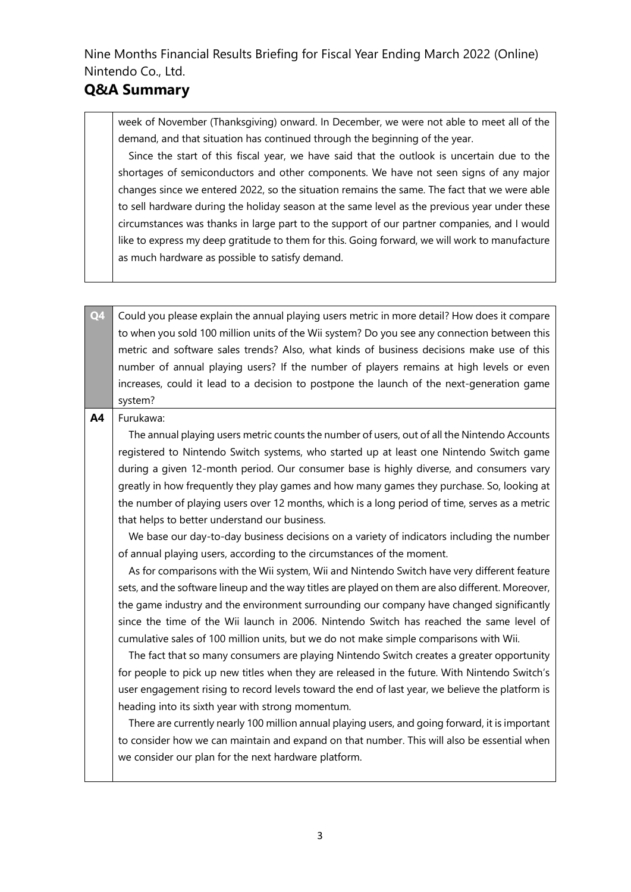week of November (Thanksgiving) onward. In December, we were not able to meet all of the demand, and that situation has continued through the beginning of the year.

Since the start of this fiscal year, we have said that the outlook is uncertain due to the shortages of semiconductors and other components. We have not seen signs of any major changes since we entered 2022, so the situation remains the same. The fact that we were able to sell hardware during the holiday season at the same level as the previous year under these circumstances was thanks in large part to the support of our partner companies, and I would like to express my deep gratitude to them for this. Going forward, we will work to manufacture as much hardware as possible to satisfy demand.

| | |
|---|---|
| **Q4** | Could you please explain the annual playing users metric in more detail? How does it compare to when you sold 100 million units of the Wii system? Do you see any connection between this metric and software sales trends? Also, what kinds of business decisions make use of this number of annual playing users? If the number of players remains at high levels or even increases, could it lead to a decision to postpone the launch of the next-generation game system? |
| **A4** | Furukawa:<br>The annual playing users metric counts the number of users, out of all the Nintendo Accounts registered to Nintendo Switch systems, who started up at least one Nintendo Switch game during a given 12-month period. Our consumer base is highly diverse, and consumers vary greatly in how frequently they play games and how many games they purchase. So, looking at the number of playing users over 12 months, which is a long period of time, serves as a metric that helps to better understand our business.<br>We base our day-to-day business decisions on a variety of indicators including the number of annual playing users, according to the circumstances of the moment.<br>As for comparisons with the Wii system, Wii and Nintendo Switch have very different feature sets, and the software lineup and the way titles are played on them are also different. Moreover, the game industry and the environment surrounding our company have changed significantly since the time of the Wii launch in 2006. Nintendo Switch has reached the same level of cumulative sales of 100 million units, but we do not make simple comparisons with Wii.<br>The fact that so many consumers are playing Nintendo Switch creates a greater opportunity for people to pick up new titles when they are released in the future. With Nintendo Switch's user engagement rising to record levels toward the end of last year, we believe the platform is heading into its sixth year with strong momentum.<br>There are currently nearly 100 million annual playing users, and going forward, it is important to consider how we can maintain and expand on that number. This will also be essential when we consider our plan for the next hardware platform. |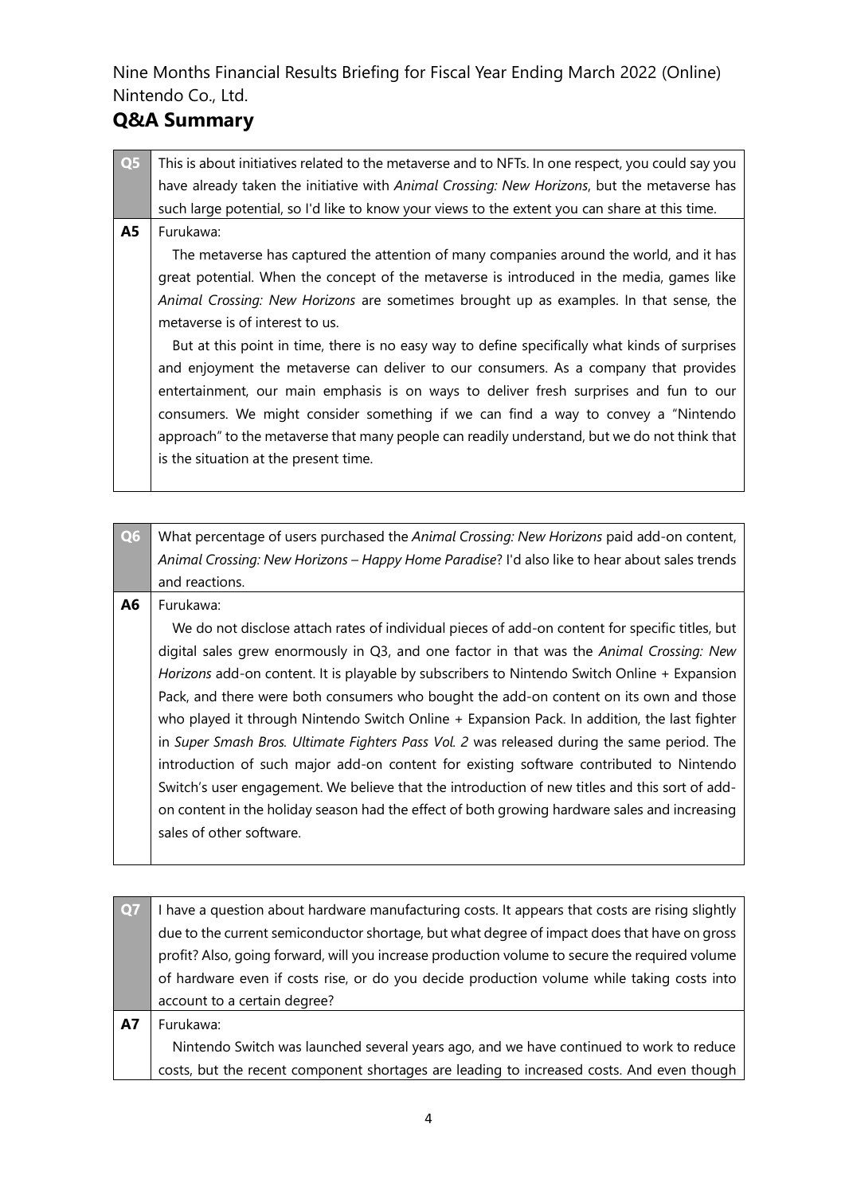Nine Months Financial Results Briefing for Fiscal Year Ending March 2022 (Online)
Nintendo Co., Ltd.

## Q&A Summary

| | |
|---|---|
| **Q5** | This is about initiatives related to the metaverse and to NFTs. In one respect, you could say you have already taken the initiative with *Animal Crossing: New Horizons*, but the metaverse has such large potential, so I'd like to know your views to the extent you can share at this time. |
| **A5** | Furukawa:<br>The metaverse has captured the attention of many companies around the world, and it has great potential. When the concept of the metaverse is introduced in the media, games like *Animal Crossing: New Horizons* are sometimes brought up as examples. In that sense, the metaverse is of interest to us.<br>But at this point in time, there is no easy way to define specifically what kinds of surprises and enjoyment the metaverse can deliver to our consumers. As a company that provides entertainment, our main emphasis is on ways to deliver fresh surprises and fun to our consumers. We might consider something if we can find a way to convey a "Nintendo approach" to the metaverse that many people can readily understand, but we do not think that is the situation at the present time. |

| | |
|---|---|
| **Q6** | What percentage of users purchased the *Animal Crossing: New Horizons* paid add-on content, *Animal Crossing: New Horizons – Happy Home Paradise*? I'd also like to hear about sales trends and reactions. |
| **A6** | Furukawa:<br>We do not disclose attach rates of individual pieces of add-on content for specific titles, but digital sales grew enormously in Q3, and one factor in that was the *Animal Crossing: New Horizons* add-on content. It is playable by subscribers to Nintendo Switch Online + Expansion Pack, and there were both consumers who bought the add-on content on its own and those who played it through Nintendo Switch Online + Expansion Pack. In addition, the last fighter in *Super Smash Bros. Ultimate Fighters Pass Vol. 2* was released during the same period. The introduction of such major add-on content for existing software contributed to Nintendo Switch's user engagement. We believe that the introduction of new titles and this sort of add-on content in the holiday season had the effect of both growing hardware sales and increasing sales of other software. |

| | |
|---|---|
| **Q7** | I have a question about hardware manufacturing costs. It appears that costs are rising slightly due to the current semiconductor shortage, but what degree of impact does that have on gross profit? Also, going forward, will you increase production volume to secure the required volume of hardware even if costs rise, or do you decide production volume while taking costs into account to a certain degree? |
| **A7** | Furukawa:<br>Nintendo Switch was launched several years ago, and we have continued to work to reduce costs, but the recent component shortages are leading to increased costs. And even though |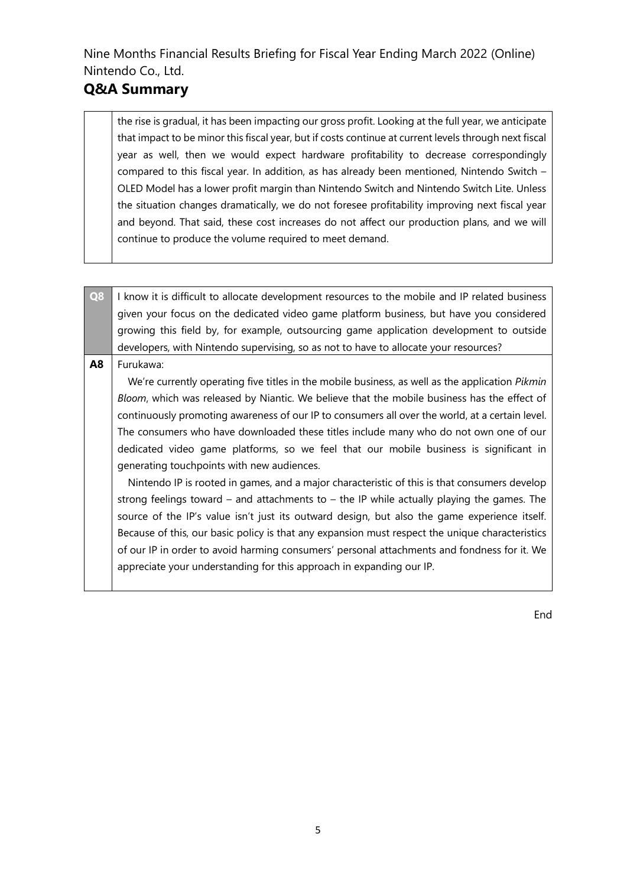the rise is gradual, it has been impacting our gross profit. Looking at the full year, we anticipate that impact to be minor this fiscal year, but if costs continue at current levels through next fiscal year as well, then we would expect hardware profitability to decrease correspondingly compared to this fiscal year. In addition, as has already been mentioned, Nintendo Switch – OLED Model has a lower profit margin than Nintendo Switch and Nintendo Switch Lite. Unless the situation changes dramatically, we do not foresee profitability improving next fiscal year and beyond. That said, these cost increases do not affect our production plans, and we will continue to produce the volume required to meet demand.

| | |
|---|---|
| **Q8** | I know it is difficult to allocate development resources to the mobile and IP related business given your focus on the dedicated video game platform business, but have you considered growing this field by, for example, outsourcing game application development to outside developers, with Nintendo supervising, so as not to have to allocate your resources? |
| **A8** | Furukawa:<br>We're currently operating five titles in the mobile business, as well as the application *Pikmin Bloom*, which was released by Niantic. We believe that the mobile business has the effect of continuously promoting awareness of our IP to consumers all over the world, at a certain level. The consumers who have downloaded these titles include many who do not own one of our dedicated video game platforms, so we feel that our mobile business is significant in generating touchpoints with new audiences.<br>Nintendo IP is rooted in games, and a major characteristic of this is that consumers develop strong feelings toward – and attachments to – the IP while actually playing the games. The source of the IP's value isn't just its outward design, but also the game experience itself. Because of this, our basic policy is that any expansion must respect the unique characteristics of our IP in order to avoid harming consumers' personal attachments and fondness for it. We appreciate your understanding for this approach in expanding our IP. |

End